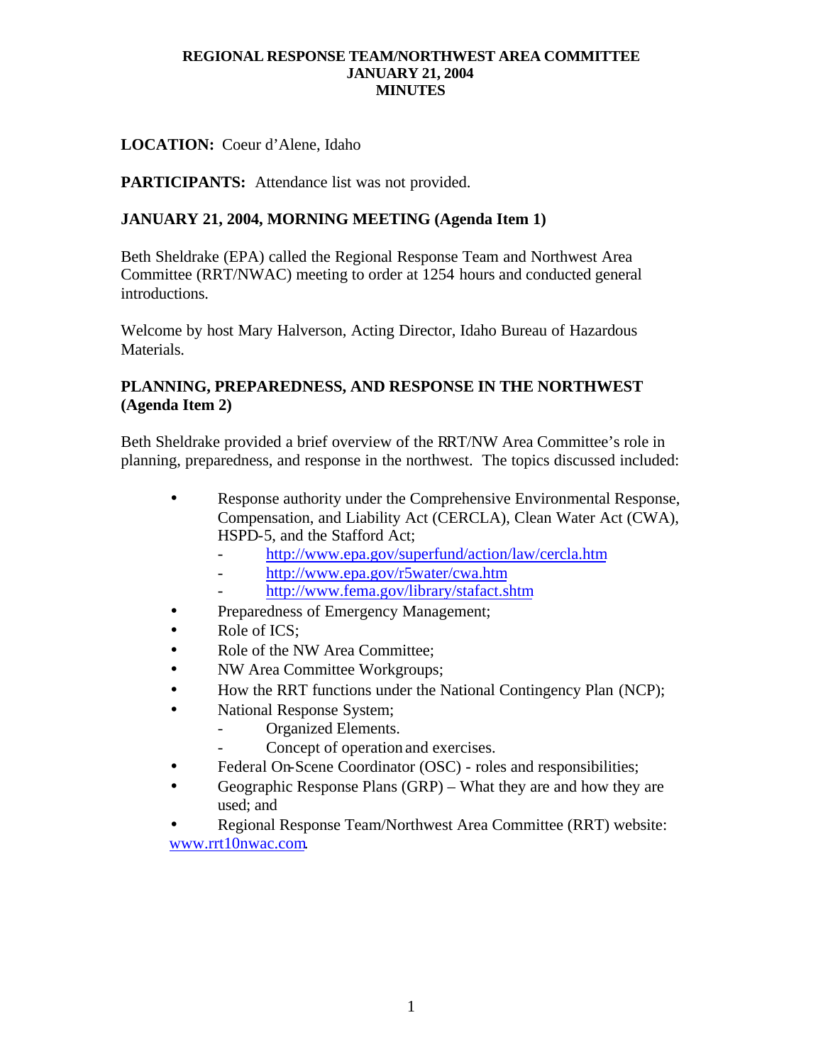# REGIONAL RESPONSE TEAM/NORTHWEST AREA COMMITTEE
# JANUARY 21, 2004
# MINUTES

**LOCATION:** Coeur d'Alene, Idaho

**PARTICIPANTS:** Attendance list was not provided.

## JANUARY 21, 2004, MORNING MEETING (Agenda Item 1)

Beth Sheldrake (EPA) called the Regional Response Team and Northwest Area Committee (RRT/NWAC) meeting to order at 1254 hours and conducted general introductions.

Welcome by host Mary Halverson, Acting Director, Idaho Bureau of Hazardous Materials.

## PLANNING, PREPAREDNESS, AND RESPONSE IN THE NORTHWEST (Agenda Item 2)

Beth Sheldrake provided a brief overview of the RRT/NW Area Committee's role in planning, preparedness, and response in the northwest. The topics discussed included:

- Response authority under the Comprehensive Environmental Response, Compensation, and Liability Act (CERCLA), Clean Water Act (CWA), HSPD-5, and the Stafford Act;
  - http://www.epa.gov/superfund/action/law/cercla.htm
  - http://www.epa.gov/r5water/cwa.htm
  - http://www.fema.gov/library/stafact.shtm
- Preparedness of Emergency Management;
- Role of ICS;
- Role of the NW Area Committee;
- NW Area Committee Workgroups;
- How the RRT functions under the National Contingency Plan (NCP);
- National Response System;
  - Organized Elements.
  - Concept of operation and exercises.
- Federal On-Scene Coordinator (OSC) - roles and responsibilities;
- Geographic Response Plans (GRP) – What they are and how they are used; and
- Regional Response Team/Northwest Area Committee (RRT) website: www.rrt10nwac.com.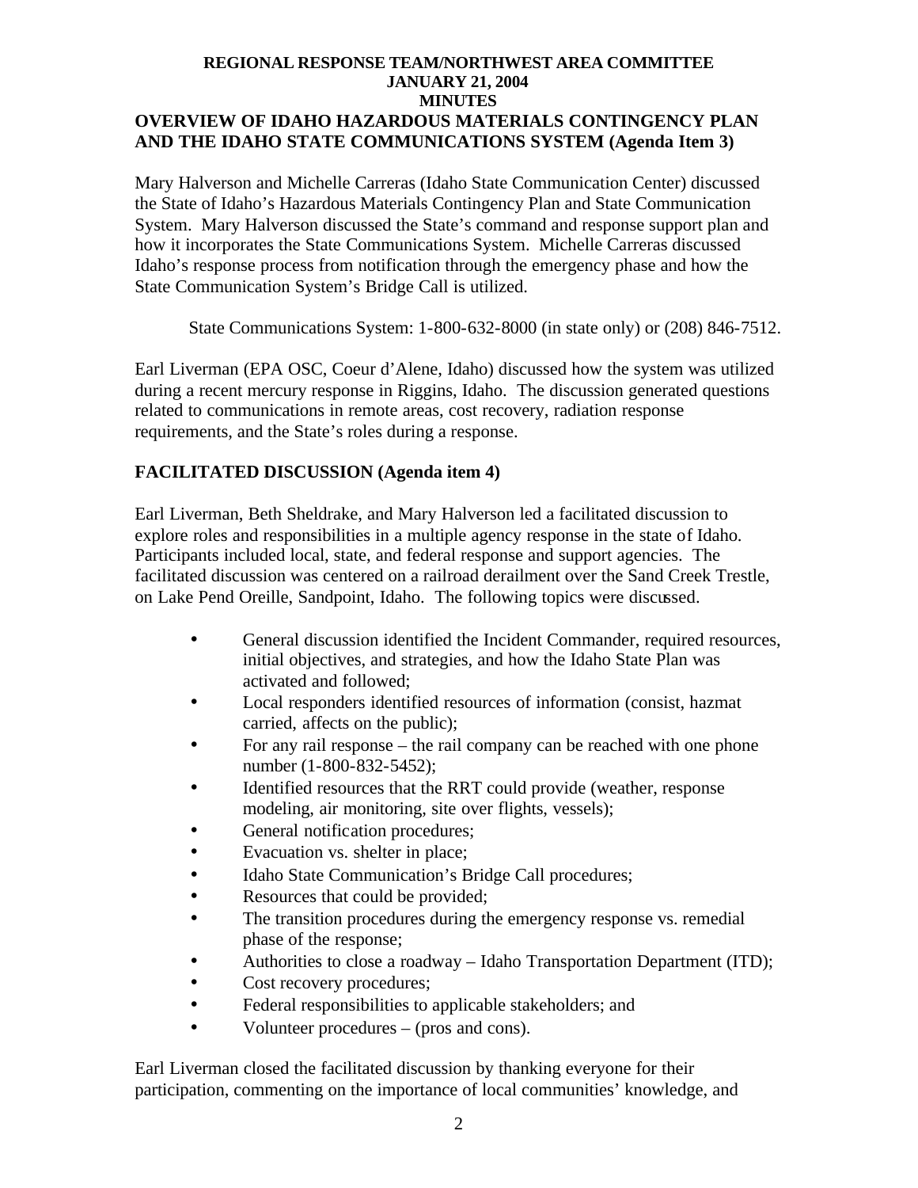**REGIONAL RESPONSE TEAM/NORTHWEST AREA COMMITTEE**
**JANUARY 21, 2004**
**MINUTES**

## OVERVIEW OF IDAHO HAZARDOUS MATERIALS CONTINGENCY PLAN AND THE IDAHO STATE COMMUNICATIONS SYSTEM (Agenda Item 3)

Mary Halverson and Michelle Carreras (Idaho State Communication Center) discussed the State of Idaho's Hazardous Materials Contingency Plan and State Communication System. Mary Halverson discussed the State's command and response support plan and how it incorporates the State Communications System. Michelle Carreras discussed Idaho's response process from notification through the emergency phase and how the State Communication System's Bridge Call is utilized.

State Communications System: 1-800-632-8000 (in state only) or (208) 846-7512.

Earl Liverman (EPA OSC, Coeur d'Alene, Idaho) discussed how the system was utilized during a recent mercury response in Riggins, Idaho. The discussion generated questions related to communications in remote areas, cost recovery, radiation response requirements, and the State's roles during a response.

## FACILITATED DISCUSSION (Agenda item 4)

Earl Liverman, Beth Sheldrake, and Mary Halverson led a facilitated discussion to explore roles and responsibilities in a multiple agency response in the state of Idaho. Participants included local, state, and federal response and support agencies. The facilitated discussion was centered on a railroad derailment over the Sand Creek Trestle, on Lake Pend Oreille, Sandpoint, Idaho. The following topics were discussed.

- General discussion identified the Incident Commander, required resources, initial objectives, and strategies, and how the Idaho State Plan was activated and followed;
- Local responders identified resources of information (consist, hazmat carried, affects on the public);
- For any rail response – the rail company can be reached with one phone number (1-800-832-5452);
- Identified resources that the RRT could provide (weather, response modeling, air monitoring, site over flights, vessels);
- General notification procedures;
- Evacuation vs. shelter in place;
- Idaho State Communication's Bridge Call procedures;
- Resources that could be provided;
- The transition procedures during the emergency response vs. remedial phase of the response;
- Authorities to close a roadway – Idaho Transportation Department (ITD);
- Cost recovery procedures;
- Federal responsibilities to applicable stakeholders; and
- Volunteer procedures – (pros and cons).

Earl Liverman closed the facilitated discussion by thanking everyone for their participation, commenting on the importance of local communities' knowledge, and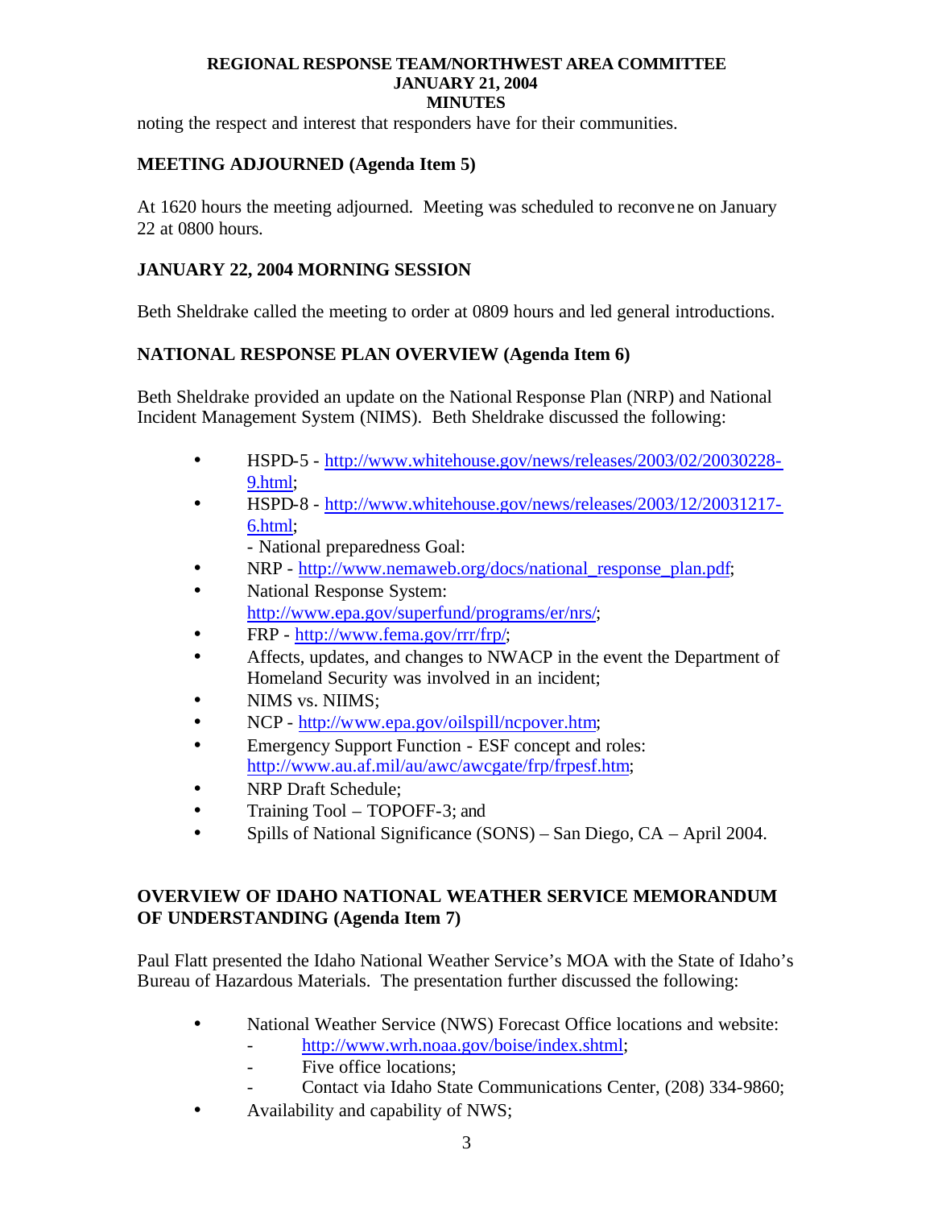noting the respect and interest that responders have for their communities.

## MEETING ADJOURNED (Agenda Item 5)

At 1620 hours the meeting adjourned. Meeting was scheduled to reconvene on January 22 at 0800 hours.

## JANUARY 22, 2004 MORNING SESSION

Beth Sheldrake called the meeting to order at 0809 hours and led general introductions.

## NATIONAL RESPONSE PLAN OVERVIEW (Agenda Item 6)

Beth Sheldrake provided an update on the National Response Plan (NRP) and National Incident Management System (NIMS). Beth Sheldrake discussed the following:

- HSPD-5 - http://www.whitehouse.gov/news/releases/2003/02/20030228-9.html;
- HSPD-8 - http://www.whitehouse.gov/news/releases/2003/12/20031217-6.html;
  - National preparedness Goal:
- NRP - http://www.nemaweb.org/docs/national_response_plan.pdf;
- National Response System: http://www.epa.gov/superfund/programs/er/nrs/;
- FRP - http://www.fema.gov/rrr/frp/;
- Affects, updates, and changes to NWACP in the event the Department of Homeland Security was involved in an incident;
- NIMS vs. NIIMS;
- NCP - http://www.epa.gov/oilspill/ncpover.htm;
- Emergency Support Function - ESF concept and roles: http://www.au.af.mil/au/awc/awcgate/frp/frpesf.htm;
- NRP Draft Schedule;
- Training Tool – TOPOFF-3; and
- Spills of National Significance (SONS) – San Diego, CA – April 2004.

## OVERVIEW OF IDAHO NATIONAL WEATHER SERVICE MEMORANDUM OF UNDERSTANDING (Agenda Item 7)

Paul Flatt presented the Idaho National Weather Service's MOA with the State of Idaho's Bureau of Hazardous Materials. The presentation further discussed the following:

- National Weather Service (NWS) Forecast Office locations and website:
  - http://www.wrh.noaa.gov/boise/index.shtml;
  - Five office locations;
  - Contact via Idaho State Communications Center, (208) 334-9860;
- Availability and capability of NWS;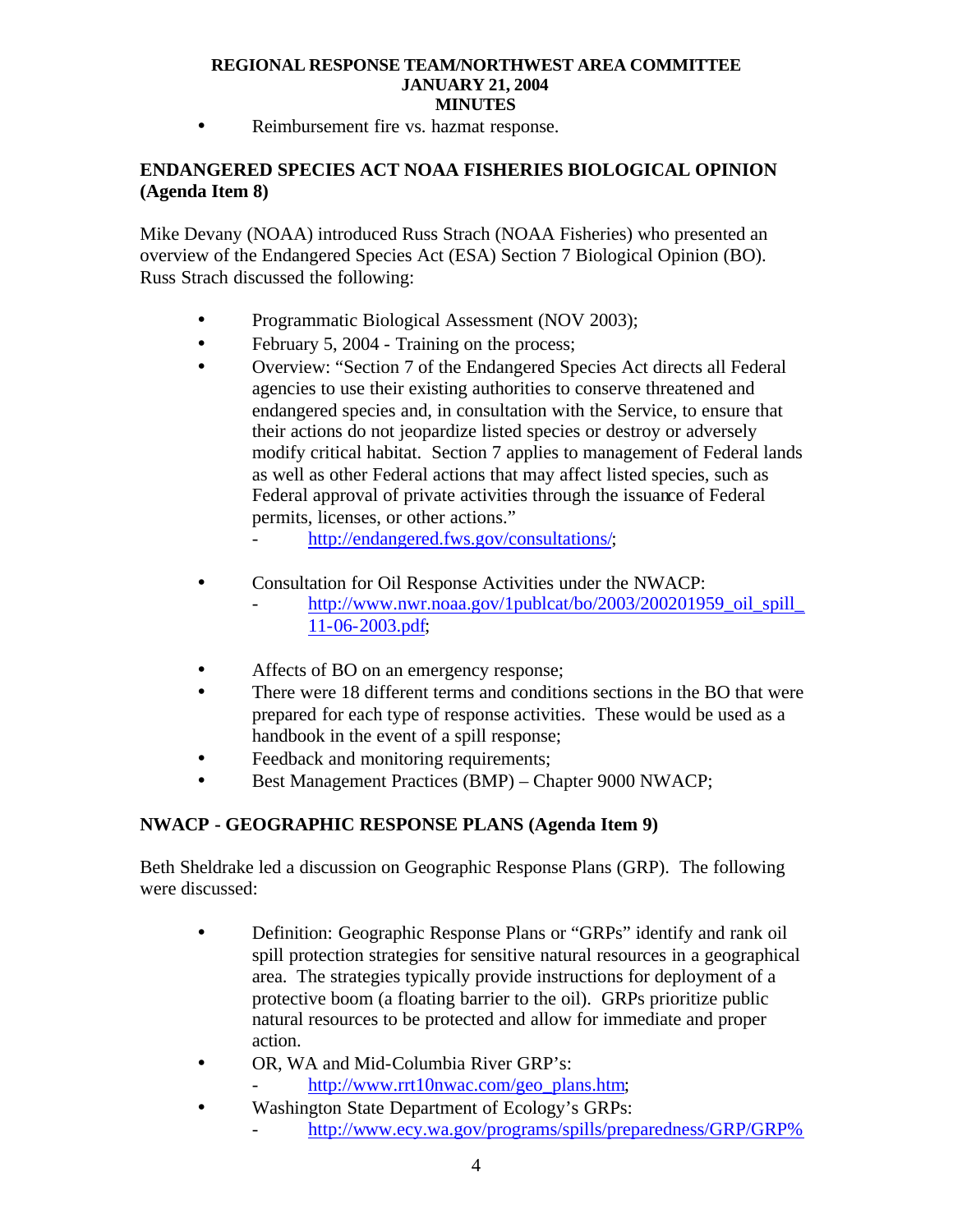- Reimbursement fire vs. hazmat response.

## ENDANGERED SPECIES ACT NOAA FISHERIES BIOLOGICAL OPINION (Agenda Item 8)

Mike Devany (NOAA) introduced Russ Strach (NOAA Fisheries) who presented an overview of the Endangered Species Act (ESA) Section 7 Biological Opinion (BO). Russ Strach discussed the following:

- Programmatic Biological Assessment (NOV 2003);
- February 5, 2004 - Training on the process;
- Overview: "Section 7 of the Endangered Species Act directs all Federal agencies to use their existing authorities to conserve threatened and endangered species and, in consultation with the Service, to ensure that their actions do not jeopardize listed species or destroy or adversely modify critical habitat. Section 7 applies to management of Federal lands as well as other Federal actions that may affect listed species, such as Federal approval of private activities through the issuance of Federal permits, licenses, or other actions."
  - http://endangered.fws.gov/consultations/;
- Consultation for Oil Response Activities under the NWACP:
  - http://www.nwr.noaa.gov/1publcat/bo/2003/200201959_oil_spill_11-06-2003.pdf;
- Affects of BO on an emergency response;
- There were 18 different terms and conditions sections in the BO that were prepared for each type of response activities. These would be used as a handbook in the event of a spill response;
- Feedback and monitoring requirements;
- Best Management Practices (BMP) – Chapter 9000 NWACP;

## NWACP - GEOGRAPHIC RESPONSE PLANS (Agenda Item 9)

Beth Sheldrake led a discussion on Geographic Response Plans (GRP). The following were discussed:

- Definition: Geographic Response Plans or "GRPs" identify and rank oil spill protection strategies for sensitive natural resources in a geographical area. The strategies typically provide instructions for deployment of a protective boom (a floating barrier to the oil). GRPs prioritize public natural resources to be protected and allow for immediate and proper action.
- OR, WA and Mid-Columbia River GRP's:
  - http://www.rrt10nwac.com/geo_plans.htm;
- Washington State Department of Ecology's GRPs:
  - http://www.ecy.wa.gov/programs/spills/preparedness/GRP/GRP%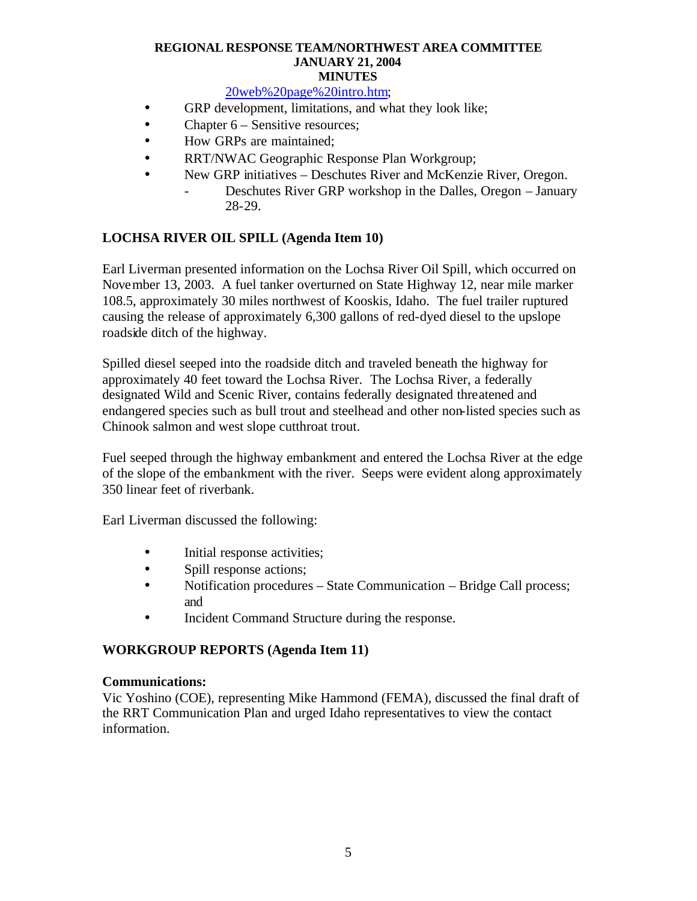20web%20page%20intro.htm;

- GRP development, limitations, and what they look like;
- Chapter 6 – Sensitive resources;
- How GRPs are maintained;
- RRT/NWAC Geographic Response Plan Workgroup;
- New GRP initiatives – Deschutes River and McKenzie River, Oregon.
    - Deschutes River GRP workshop in the Dalles, Oregon – January 28-29.

## LOCHSA RIVER OIL SPILL (Agenda Item 10)

Earl Liverman presented information on the Lochsa River Oil Spill, which occurred on November 13, 2003. A fuel tanker overturned on State Highway 12, near mile marker 108.5, approximately 30 miles northwest of Kooskis, Idaho. The fuel trailer ruptured causing the release of approximately 6,300 gallons of red-dyed diesel to the upslope roadside ditch of the highway.

Spilled diesel seeped into the roadside ditch and traveled beneath the highway for approximately 40 feet toward the Lochsa River. The Lochsa River, a federally designated Wild and Scenic River, contains federally designated threatened and endangered species such as bull trout and steelhead and other non-listed species such as Chinook salmon and west slope cutthroat trout.

Fuel seeped through the highway embankment and entered the Lochsa River at the edge of the slope of the embankment with the river. Seeps were evident along approximately 350 linear feet of riverbank.

Earl Liverman discussed the following:

- Initial response activities;
- Spill response actions;
- Notification procedures – State Communication – Bridge Call process; and
- Incident Command Structure during the response.

## WORKGROUP REPORTS (Agenda Item 11)

**Communications:**
Vic Yoshino (COE), representing Mike Hammond (FEMA), discussed the final draft of the RRT Communication Plan and urged Idaho representatives to view the contact information.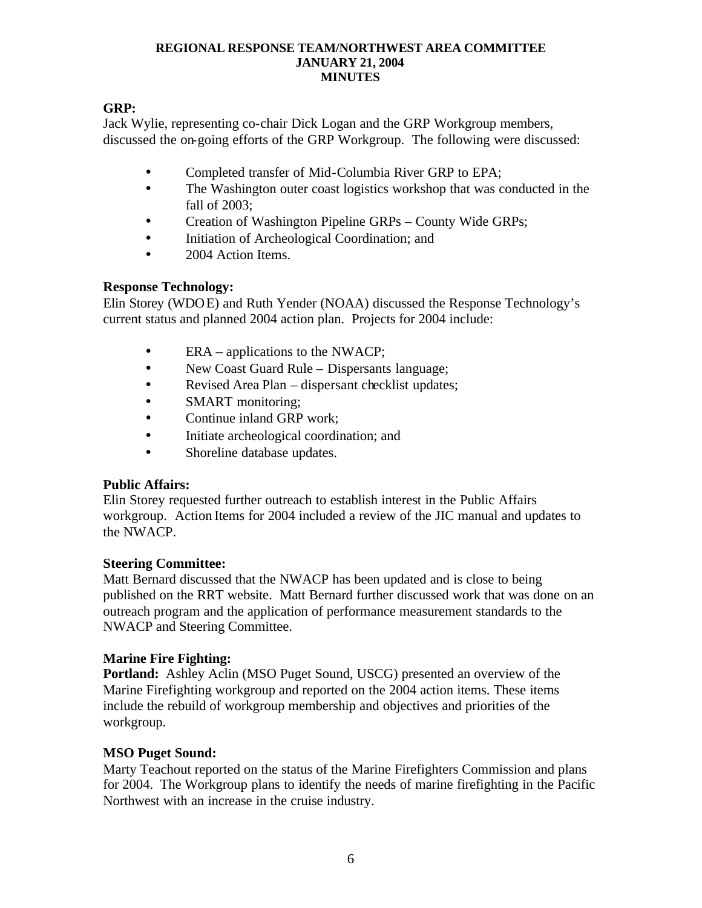**REGIONAL RESPONSE TEAM/NORTHWEST AREA COMMITTEE**
**JANUARY 21, 2004**
**MINUTES**

### GRP:

Jack Wylie, representing co-chair Dick Logan and the GRP Workgroup members, discussed the on-going efforts of the GRP Workgroup. The following were discussed:

- Completed transfer of Mid-Columbia River GRP to EPA;
- The Washington outer coast logistics workshop that was conducted in the fall of 2003;
- Creation of Washington Pipeline GRPs – County Wide GRPs;
- Initiation of Archeological Coordination; and
- 2004 Action Items.

### Response Technology:

Elin Storey (WDOE) and Ruth Yender (NOAA) discussed the Response Technology's current status and planned 2004 action plan. Projects for 2004 include:

- ERA – applications to the NWACP;
- New Coast Guard Rule – Dispersants language;
- Revised Area Plan – dispersant checklist updates;
- SMART monitoring;
- Continue inland GRP work;
- Initiate archeological coordination; and
- Shoreline database updates.

### Public Affairs:

Elin Storey requested further outreach to establish interest in the Public Affairs workgroup. Action Items for 2004 included a review of the JIC manual and updates to the NWACP.

### Steering Committee:

Matt Bernard discussed that the NWACP has been updated and is close to being published on the RRT website. Matt Bernard further discussed work that was done on an outreach program and the application of performance measurement standards to the NWACP and Steering Committee.

### Marine Fire Fighting:

**Portland:** Ashley Aclin (MSO Puget Sound, USCG) presented an overview of the Marine Firefighting workgroup and reported on the 2004 action items. These items include the rebuild of workgroup membership and objectives and priorities of the workgroup.

### MSO Puget Sound:

Marty Teachout reported on the status of the Marine Firefighters Commission and plans for 2004. The Workgroup plans to identify the needs of marine firefighting in the Pacific Northwest with an increase in the cruise industry.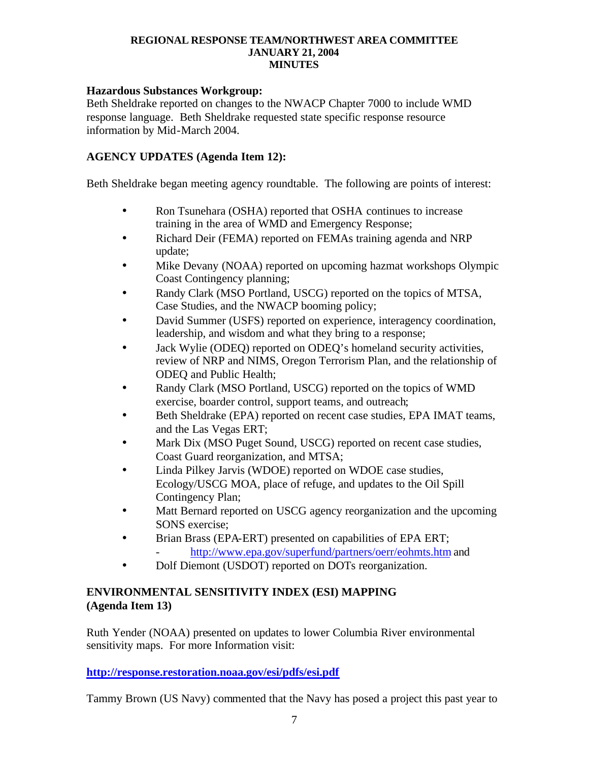**REGIONAL RESPONSE TEAM/NORTHWEST AREA COMMITTEE**
**JANUARY 21, 2004**
**MINUTES**

**Hazardous Substances Workgroup:**
Beth Sheldrake reported on changes to the NWACP Chapter 7000 to include WMD response language. Beth Sheldrake requested state specific response resource information by Mid-March 2004.

**AGENCY UPDATES (Agenda Item 12):**

Beth Sheldrake began meeting agency roundtable. The following are points of interest:

- Ron Tsunehara (OSHA) reported that OSHA continues to increase training in the area of WMD and Emergency Response;
- Richard Deir (FEMA) reported on FEMAs training agenda and NRP update;
- Mike Devany (NOAA) reported on upcoming hazmat workshops Olympic Coast Contingency planning;
- Randy Clark (MSO Portland, USCG) reported on the topics of MTSA, Case Studies, and the NWACP booming policy;
- David Summer (USFS) reported on experience, interagency coordination, leadership, and wisdom and what they bring to a response;
- Jack Wylie (ODEQ) reported on ODEQ's homeland security activities, review of NRP and NIMS, Oregon Terrorism Plan, and the relationship of ODEQ and Public Health;
- Randy Clark (MSO Portland, USCG) reported on the topics of WMD exercise, boarder control, support teams, and outreach;
- Beth Sheldrake (EPA) reported on recent case studies, EPA IMAT teams, and the Las Vegas ERT;
- Mark Dix (MSO Puget Sound, USCG) reported on recent case studies, Coast Guard reorganization, and MTSA;
- Linda Pilkey Jarvis (WDOE) reported on WDOE case studies, Ecology/USCG MOA, place of refuge, and updates to the Oil Spill Contingency Plan;
- Matt Bernard reported on USCG agency reorganization and the upcoming SONS exercise;
- Brian Brass (EPA-ERT) presented on capabilities of EPA ERT;
  - http://www.epa.gov/superfund/partners/oerr/eohmts.htm and
- Dolf Diemont (USDOT) reported on DOTs reorganization.

**ENVIRONMENTAL SENSITIVITY INDEX (ESI) MAPPING (Agenda Item 13)**

Ruth Yender (NOAA) presented on updates to lower Columbia River environmental sensitivity maps. For more Information visit:

**http://response.restoration.noaa.gov/esi/pdfs/esi.pdf**

Tammy Brown (US Navy) commented that the Navy has posed a project this past year to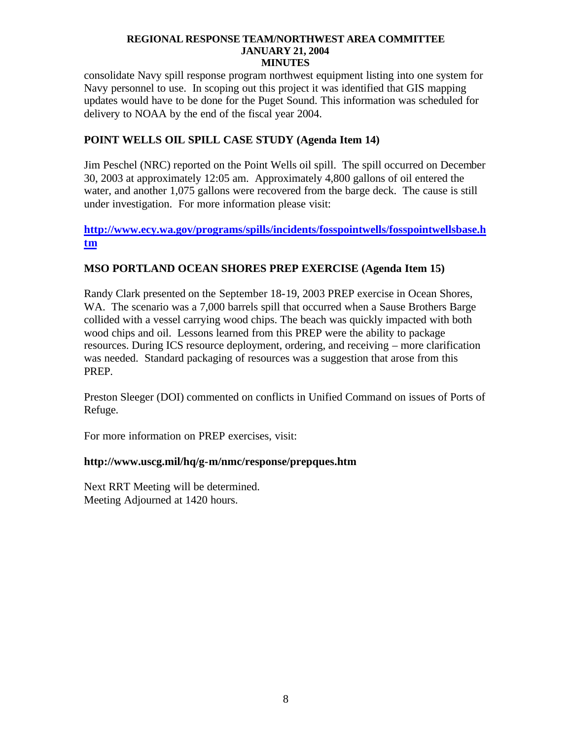consolidate Navy spill response program northwest equipment listing into one system for Navy personnel to use. In scoping out this project it was identified that GIS mapping updates would have to be done for the Puget Sound. This information was scheduled for delivery to NOAA by the end of the fiscal year 2004.

## POINT WELLS OIL SPILL CASE STUDY (Agenda Item 14)

Jim Peschel (NRC) reported on the Point Wells oil spill. The spill occurred on December 30, 2003 at approximately 12:05 am. Approximately 4,800 gallons of oil entered the water, and another 1,075 gallons were recovered from the barge deck. The cause is still under investigation. For more information please visit:

**http://www.ecy.wa.gov/programs/spills/incidents/fosspointwells/fosspointwellsbase.htm**

## MSO PORTLAND OCEAN SHORES PREP EXERCISE (Agenda Item 15)

Randy Clark presented on the September 18-19, 2003 PREP exercise in Ocean Shores, WA. The scenario was a 7,000 barrels spill that occurred when a Sause Brothers Barge collided with a vessel carrying wood chips. The beach was quickly impacted with both wood chips and oil. Lessons learned from this PREP were the ability to package resources. During ICS resource deployment, ordering, and receiving – more clarification was needed. Standard packaging of resources was a suggestion that arose from this PREP.

Preston Sleeger (DOI) commented on conflicts in Unified Command on issues of Ports of Refuge.

For more information on PREP exercises, visit:

**http://www.uscg.mil/hq/g-m/nmc/response/prepques.htm**

Next RRT Meeting will be determined.
Meeting Adjourned at 1420 hours.